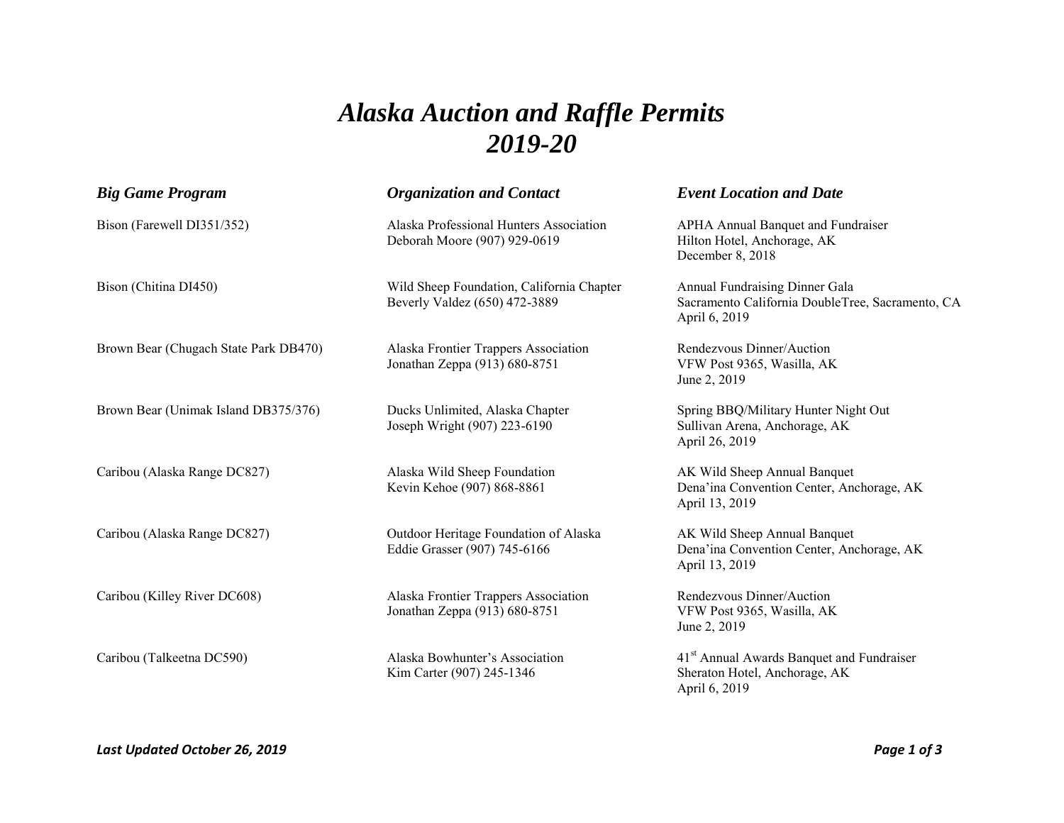# *Alaska Auction and Raffle Permits*
# *2019-20*

| *Big Game Program* | *Organization and Contact* | *Event Location and Date* |
| --- | --- | --- |
| Bison (Farewell DI351/352) | Alaska Professional Hunters Association<br>Deborah Moore (907) 929-0619 | APHA Annual Banquet and Fundraiser<br>Hilton Hotel, Anchorage, AK<br>December 8, 2018 |
| Bison (Chitina DI450) | Wild Sheep Foundation, California Chapter<br>Beverly Valdez (650) 472-3889 | Annual Fundraising Dinner Gala<br>Sacramento California DoubleTree, Sacramento, CA<br>April 6, 2019 |
| Brown Bear (Chugach State Park DB470) | Alaska Frontier Trappers Association<br>Jonathan Zeppa (913) 680-8751 | Rendezvous Dinner/Auction<br>VFW Post 9365, Wasilla, AK<br>June 2, 2019 |
| Brown Bear (Unimak Island DB375/376) | Ducks Unlimited, Alaska Chapter<br>Joseph Wright (907) 223-6190 | Spring BBQ/Military Hunter Night Out<br>Sullivan Arena, Anchorage, AK<br>April 26, 2019 |
| Caribou (Alaska Range DC827) | Alaska Wild Sheep Foundation<br>Kevin Kehoe (907) 868-8861 | AK Wild Sheep Annual Banquet<br>Dena'ina Convention Center, Anchorage, AK<br>April 13, 2019 |
| Caribou (Alaska Range DC827) | Outdoor Heritage Foundation of Alaska<br>Eddie Grasser (907) 745-6166 | AK Wild Sheep Annual Banquet<br>Dena'ina Convention Center, Anchorage, AK<br>April 13, 2019 |
| Caribou (Killey River DC608) | Alaska Frontier Trappers Association<br>Jonathan Zeppa (913) 680-8751 | Rendezvous Dinner/Auction<br>VFW Post 9365, Wasilla, AK<br>June 2, 2019 |
| Caribou (Talkeetna DC590) | Alaska Bowhunter's Association<br>Kim Carter (907) 245-1346 | 41st Annual Awards Banquet and Fundraiser<br>Sheraton Hotel, Anchorage, AK<br>April 6, 2019 |

***Last Updated October 26, 2019***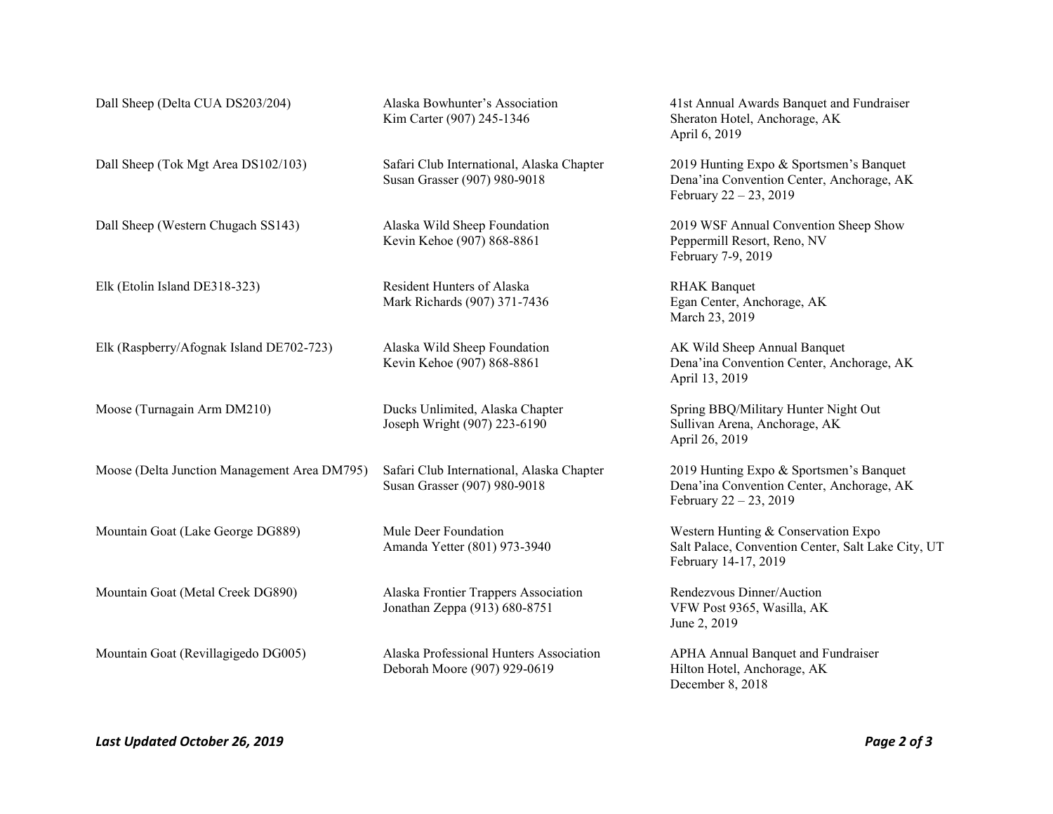| | | |
|---|---|---|
| Dall Sheep (Delta CUA DS203/204) | Alaska Bowhunter's Association<br>Kim Carter (907) 245-1346 | 41st Annual Awards Banquet and Fundraiser<br>Sheraton Hotel, Anchorage, AK<br>April 6, 2019 |
| Dall Sheep (Tok Mgt Area DS102/103) | Safari Club International, Alaska Chapter<br>Susan Grasser (907) 980-9018 | 2019 Hunting Expo & Sportsmen's Banquet<br>Dena'ina Convention Center, Anchorage, AK<br>February 22 – 23, 2019 |
| Dall Sheep (Western Chugach SS143) | Alaska Wild Sheep Foundation<br>Kevin Kehoe (907) 868-8861 | 2019 WSF Annual Convention Sheep Show<br>Peppermill Resort, Reno, NV<br>February 7-9, 2019 |
| Elk (Etolin Island DE318-323) | Resident Hunters of Alaska<br>Mark Richards (907) 371-7436 | RHAK Banquet<br>Egan Center, Anchorage, AK<br>March 23, 2019 |
| Elk (Raspberry/Afognak Island DE702-723) | Alaska Wild Sheep Foundation<br>Kevin Kehoe (907) 868-8861 | AK Wild Sheep Annual Banquet<br>Dena'ina Convention Center, Anchorage, AK<br>April 13, 2019 |
| Moose (Turnagain Arm DM210) | Ducks Unlimited, Alaska Chapter<br>Joseph Wright (907) 223-6190 | Spring BBQ/Military Hunter Night Out<br>Sullivan Arena, Anchorage, AK<br>April 26, 2019 |
| Moose (Delta Junction Management Area DM795) | Safari Club International, Alaska Chapter<br>Susan Grasser (907) 980-9018 | 2019 Hunting Expo & Sportsmen's Banquet<br>Dena'ina Convention Center, Anchorage, AK<br>February 22 – 23, 2019 |
| Mountain Goat (Lake George DG889) | Mule Deer Foundation<br>Amanda Yetter (801) 973-3940 | Western Hunting & Conservation Expo<br>Salt Palace, Convention Center, Salt Lake City, UT<br>February 14-17, 2019 |
| Mountain Goat (Metal Creek DG890) | Alaska Frontier Trappers Association<br>Jonathan Zeppa (913) 680-8751 | Rendezvous Dinner/Auction<br>VFW Post 9365, Wasilla, AK<br>June 2, 2019 |
| Mountain Goat (Revillagigedo DG005) | Alaska Professional Hunters Association<br>Deborah Moore (907) 929-0619 | APHA Annual Banquet and Fundraiser<br>Hilton Hotel, Anchorage, AK<br>December 8, 2018 |

*Last Updated October 26, 2019*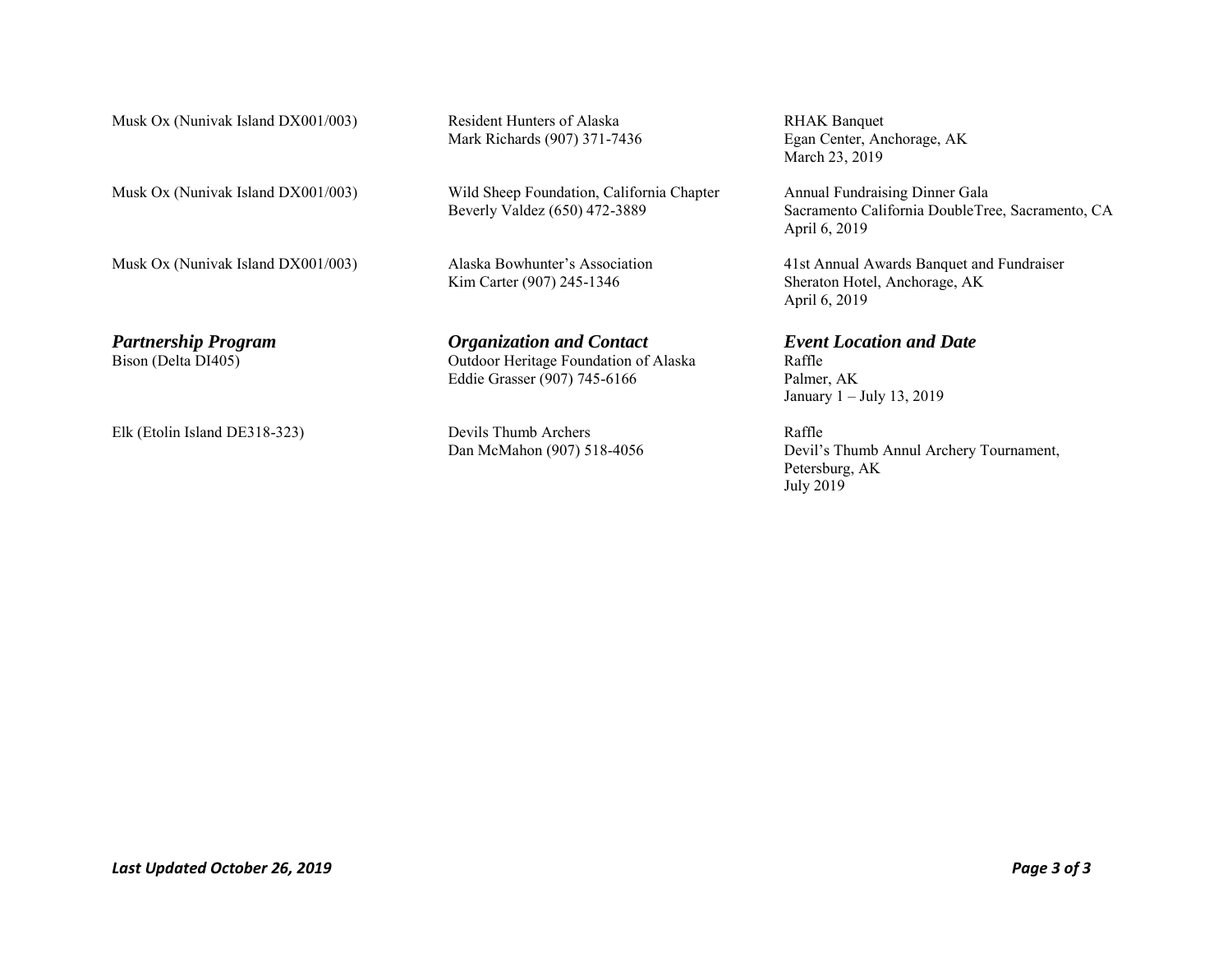| | | |
|---|---|---|
| Musk Ox (Nunivak Island DX001/003) | Resident Hunters of Alaska<br>Mark Richards (907) 371-7436 | RHAK Banquet<br>Egan Center, Anchorage, AK<br>March 23, 2019 |
| Musk Ox (Nunivak Island DX001/003) | Wild Sheep Foundation, California Chapter<br>Beverly Valdez (650) 472-3889 | Annual Fundraising Dinner Gala<br>Sacramento California DoubleTree, Sacramento, CA<br>April 6, 2019 |
| Musk Ox (Nunivak Island DX001/003) | Alaska Bowhunter's Association<br>Kim Carter (907) 245-1346 | 41st Annual Awards Banquet and Fundraiser<br>Sheraton Hotel, Anchorage, AK<br>April 6, 2019 |

| ***Partnership Program*** | ***Organization and Contact*** | ***Event Location and Date*** |
|---|---|---|
| Bison (Delta DI405) | Outdoor Heritage Foundation of Alaska<br>Eddie Grasser (907) 745-6166 | Raffle<br>Palmer, AK<br>January 1 – July 13, 2019 |
| Elk (Etolin Island DE318-323) | Devils Thumb Archers<br>Dan McMahon (907) 518-4056 | Raffle<br>Devil's Thumb Annul Archery Tournament,<br>Petersburg, AK<br>July 2019 |

***Last Updated October 26, 2019***